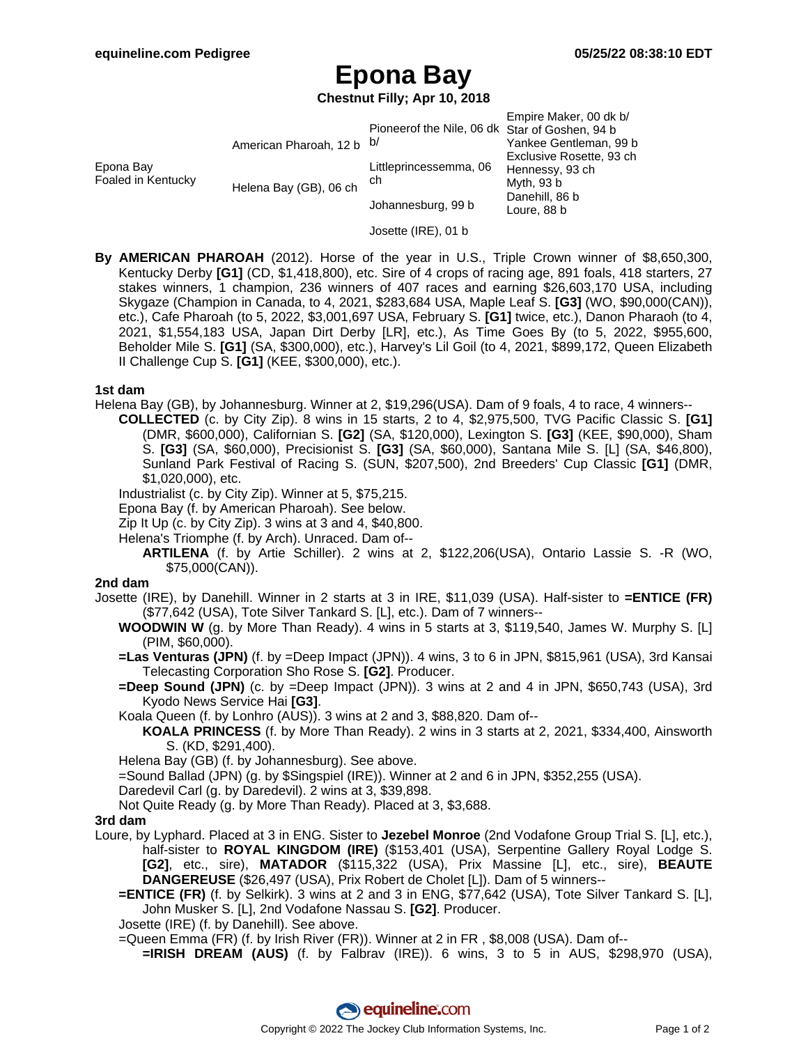# Epona Bay

**Chestnut Filly; Apr 10, 2018**

| | | | |
|---|---|---|---|
| Epona Bay Foaled in Kentucky | American Pharoah, 12 b | Pioneerof the Nile, 06 dk b/ | Empire Maker, 00 dk b/ |
| | | | Star of Goshen, 94 b |
| | | Littleprincessemma, 06 ch | Yankee Gentleman, 99 b |
| | | | Exclusive Rosette, 93 ch |
| | Helena Bay (GB), 06 ch | Johannesburg, 99 b | Hennessy, 93 ch |
| | | | Myth, 93 b |
| | | Josette (IRE), 01 b | Danehill, 86 b |
| | | | Loure, 88 b |

**By AMERICAN PHAROAH** (2012). Horse of the year in U.S., Triple Crown winner of $8,650,300, Kentucky Derby **[G1]** (CD, $1,418,800), etc. Sire of 4 crops of racing age, 891 foals, 418 starters, 27 stakes winners, 1 champion, 236 winners of 407 races and earning $26,603,170 USA, including Skygaze (Champion in Canada, to 4, 2021, $283,684 USA, Maple Leaf S. **[G3]** (WO, $90,000(CAN)), etc.), Cafe Pharoah (to 5, 2022, $3,001,697 USA, February S. **[G1]** twice, etc.), Danon Pharaoh (to 4, 2021, $1,554,183 USA, Japan Dirt Derby [LR], etc.), As Time Goes By (to 5, 2022, $955,600, Beholder Mile S. **[G1]** (SA, $300,000), etc.), Harvey's Lil Goil (to 4, 2021, $899,172, Queen Elizabeth II Challenge Cup S. **[G1]** (KEE, $300,000), etc.).

### 1st dam

Helena Bay (GB), by Johannesburg. Winner at 2, $19,296(USA). Dam of 9 foals, 4 to race, 4 winners--

- **COLLECTED** (c. by City Zip). 8 wins in 15 starts, 2 to 4, $2,975,500, TVG Pacific Classic S. **[G1]** (DMR, $600,000), Californian S. **[G2]** (SA, $120,000), Lexington S. **[G3]** (KEE, $90,000), Sham S. **[G3]** (SA, $60,000), Precisionist S. **[G3]** (SA, $60,000), Santana Mile S. [L] (SA, $46,800), Sunland Park Festival of Racing S. (SUN, $207,500), 2nd Breeders' Cup Classic **[G1]** (DMR, $1,020,000), etc.
- Industrialist (c. by City Zip). Winner at 5, $75,215.
- Epona Bay (f. by American Pharoah). See below.
- Zip It Up (c. by City Zip). 3 wins at 3 and 4, $40,800.
- Helena's Triomphe (f. by Arch). Unraced. Dam of--
  - **ARTILENA** (f. by Artie Schiller). 2 wins at 2, $122,206(USA), Ontario Lassie S. -R (WO, $75,000(CAN)).

### 2nd dam

Josette (IRE), by Danehill. Winner in 2 starts at 3 in IRE, $11,039 (USA). Half-sister to **=ENTICE (FR)** ($77,642 (USA), Tote Silver Tankard S. [L], etc.). Dam of 7 winners--

- **WOODWIN W** (g. by More Than Ready). 4 wins in 5 starts at 3, $119,540, James W. Murphy S. [L] (PIM, $60,000).
- **=Las Venturas (JPN)** (f. by =Deep Impact (JPN)). 4 wins, 3 to 6 in JPN, $815,961 (USA), 3rd Kansai Telecasting Corporation Sho Rose S. **[G2]**. Producer.
- **=Deep Sound (JPN)** (c. by =Deep Impact (JPN)). 3 wins at 2 and 4 in JPN, $650,743 (USA), 3rd Kyodo News Service Hai **[G3]**.
- Koala Queen (f. by Lonhro (AUS)). 3 wins at 2 and 3, $88,820. Dam of--
  - **KOALA PRINCESS** (f. by More Than Ready). 2 wins in 3 starts at 2, 2021, $334,400, Ainsworth S. (KD, $291,400).
- Helena Bay (GB) (f. by Johannesburg). See above.
- =Sound Ballad (JPN) (g. by $Singspiel (IRE)). Winner at 2 and 6 in JPN, $352,255 (USA).
- Daredevil Carl (g. by Daredevil). 2 wins at 3, $39,898.
- Not Quite Ready (g. by More Than Ready). Placed at 3, $3,688.

### 3rd dam

Loure, by Lyphard. Placed at 3 in ENG. Sister to **Jezebel Monroe** (2nd Vodafone Group Trial S. [L], etc.), half-sister to **ROYAL KINGDOM (IRE)** ($153,401 (USA), Serpentine Gallery Royal Lodge S. **[G2]**, etc., sire), **MATADOR** ($115,322 (USA), Prix Massine [L], etc., sire), **BEAUTE DANGEREUSE** ($26,497 (USA), Prix Robert de Cholet [L]). Dam of 5 winners--

- **=ENTICE (FR)** (f. by Selkirk). 3 wins at 2 and 3 in ENG, $77,642 (USA), Tote Silver Tankard S. [L], John Musker S. [L], 2nd Vodafone Nassau S. **[G2]**. Producer.
- Josette (IRE) (f. by Danehill). See above.
- =Queen Emma (FR) (f. by Irish River (FR)). Winner at 2 in FR , $8,008 (USA). Dam of--
  - **=IRISH DREAM (AUS)** (f. by Falbrav (IRE)). 6 wins, 3 to 5 in AUS, $298,970 (USA),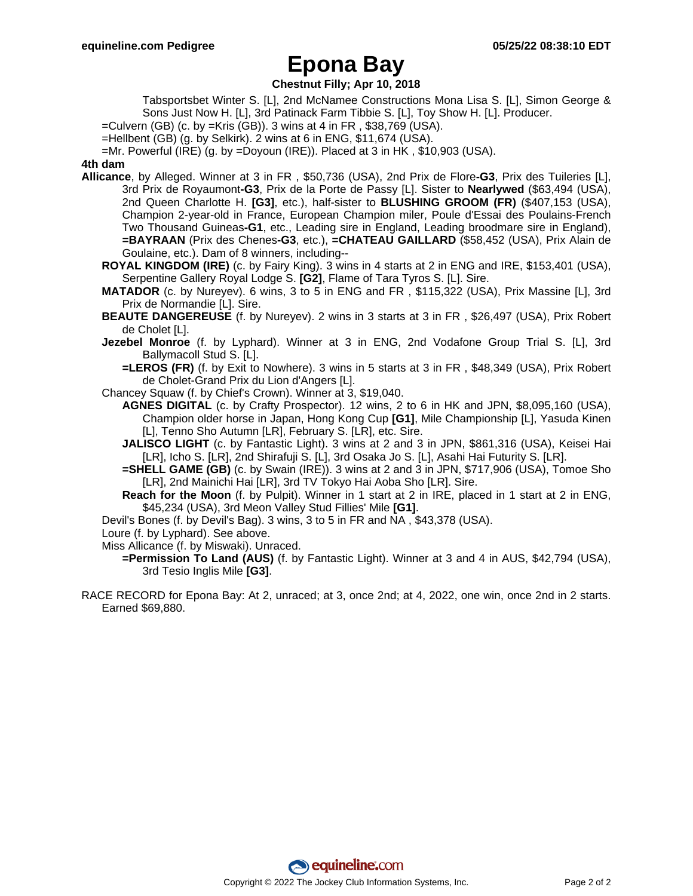# Epona Bay

**Chestnut Filly; Apr 10, 2018**

Tabsportsbet Winter S. [L], 2nd McNamee Constructions Mona Lisa S. [L], Simon George & Sons Just Now H. [L], 3rd Patinack Farm Tibbie S. [L], Toy Show H. [L]. Producer.

=Culvern (GB) (c. by =Kris (GB)). 3 wins at 4 in FR , $38,769 (USA).

=Hellbent (GB) (g. by Selkirk). 2 wins at 6 in ENG, $11,674 (USA).

=Mr. Powerful (IRE) (g. by =Doyoun (IRE)). Placed at 3 in HK , $10,903 (USA).

**4th dam**

**Allicance**, by Alleged. Winner at 3 in FR , $50,736 (USA), 2nd Prix de Flore**-G3**, Prix des Tuileries [L], 3rd Prix de Royaumont**-G3**, Prix de la Porte de Passy [L]. Sister to **Nearlywed** ($63,494 (USA), 2nd Queen Charlotte H. **[G3]**, etc.), half-sister to **BLUSHING GROOM (FR)** ($407,153 (USA), Champion 2-year-old in France, European Champion miler, Poule d'Essai des Poulains-French Two Thousand Guineas**-G1**, etc., Leading sire in England, Leading broodmare sire in England), **=BAYRAAN** (Prix des Chenes**-G3**, etc.), **=CHATEAU GAILLARD** ($58,452 (USA), Prix Alain de Goulaine, etc.). Dam of 8 winners, including--

**ROYAL KINGDOM (IRE)** (c. by Fairy King). 3 wins in 4 starts at 2 in ENG and IRE, $153,401 (USA), Serpentine Gallery Royal Lodge S. **[G2]**, Flame of Tara Tyros S. [L]. Sire.

**MATADOR** (c. by Nureyev). 6 wins, 3 to 5 in ENG and FR , $115,322 (USA), Prix Massine [L], 3rd Prix de Normandie [L]. Sire.

**BEAUTE DANGEREUSE** (f. by Nureyev). 2 wins in 3 starts at 3 in FR , $26,497 (USA), Prix Robert de Cholet [L].

**Jezebel Monroe** (f. by Lyphard). Winner at 3 in ENG, 2nd Vodafone Group Trial S. [L], 3rd Ballymacoll Stud S. [L].

**=LEROS (FR)** (f. by Exit to Nowhere). 3 wins in 5 starts at 3 in FR , $48,349 (USA), Prix Robert de Cholet-Grand Prix du Lion d'Angers [L].

Chancey Squaw (f. by Chief's Crown). Winner at 3, $19,040.

**AGNES DIGITAL** (c. by Crafty Prospector). 12 wins, 2 to 6 in HK and JPN, $8,095,160 (USA), Champion older horse in Japan, Hong Kong Cup **[G1]**, Mile Championship [L], Yasuda Kinen [L], Tenno Sho Autumn [LR], February S. [LR], etc. Sire.

**JALISCO LIGHT** (c. by Fantastic Light). 3 wins at 2 and 3 in JPN, $861,316 (USA), Keisei Hai [LR], Icho S. [LR], 2nd Shirafuji S. [L], 3rd Osaka Jo S. [L], Asahi Hai Futurity S. [LR].

**=SHELL GAME (GB)** (c. by Swain (IRE)). 3 wins at 2 and 3 in JPN, $717,906 (USA), Tomoe Sho [LR], 2nd Mainichi Hai [LR], 3rd TV Tokyo Hai Aoba Sho [LR]. Sire.

**Reach for the Moon** (f. by Pulpit). Winner in 1 start at 2 in IRE, placed in 1 start at 2 in ENG, $45,234 (USA), 3rd Meon Valley Stud Fillies' Mile **[G1]**.

Devil's Bones (f. by Devil's Bag). 3 wins, 3 to 5 in FR and NA , $43,378 (USA).

Loure (f. by Lyphard). See above.

Miss Allicance (f. by Miswaki). Unraced.

**=Permission To Land (AUS)** (f. by Fantastic Light). Winner at 3 and 4 in AUS, $42,794 (USA), 3rd Tesio Inglis Mile **[G3]**.

RACE RECORD for Epona Bay: At 2, unraced; at 3, once 2nd; at 4, 2022, one win, once 2nd in 2 starts. Earned $69,880.